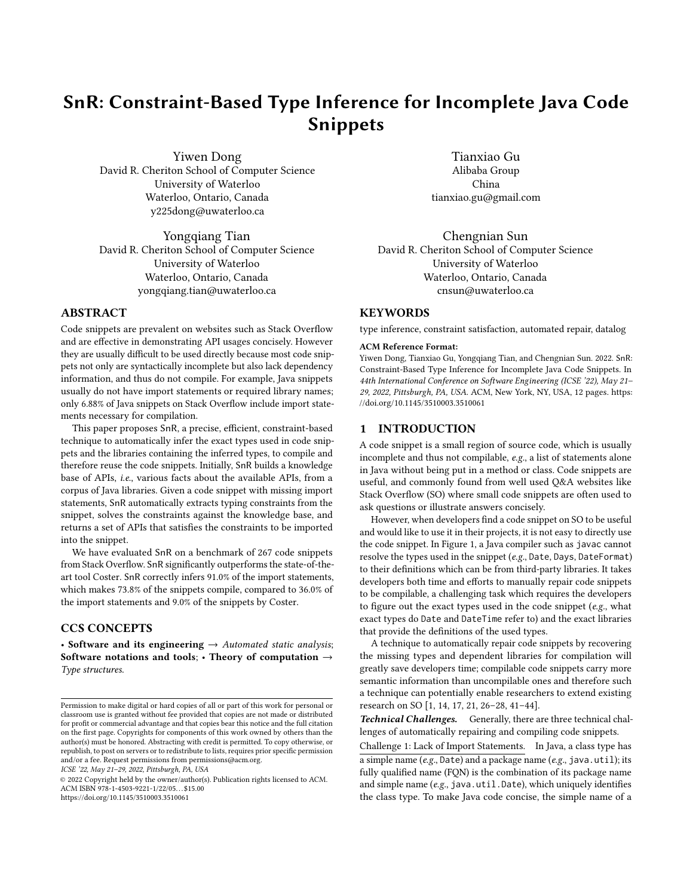# SnR: Constraint-Based Type Inference for Incomplete Java Code Snippets

Yiwen Dong
David R. Cheriton School of Computer Science
University of Waterloo
Waterloo, Ontario, Canada
y225dong@uwaterloo.ca

Tianxiao Gu
Alibaba Group
China
tianxiao.gu@gmail.com

Yongqiang Tian
David R. Cheriton School of Computer Science
University of Waterloo
Waterloo, Ontario, Canada
yongqiang.tian@uwaterloo.ca

Chengnian Sun
David R. Cheriton School of Computer Science
University of Waterloo
Waterloo, Ontario, Canada
cnsun@uwaterloo.ca

## ABSTRACT

Code snippets are prevalent on websites such as Stack Overflow and are effective in demonstrating API usages concisely. However they are usually difficult to be used directly because most code snippets not only are syntactically incomplete but also lack dependency information, and thus do not compile. For example, Java snippets usually do not have import statements or required library names; only 6.88% of Java snippets on Stack Overflow include import statements necessary for compilation.

This paper proposes SnR, a precise, efficient, constraint-based technique to automatically infer the exact types used in code snippets and the libraries containing the inferred types, to compile and therefore reuse the code snippets. Initially, SnR builds a knowledge base of APIs, *i.e.*, various facts about the available APIs, from a corpus of Java libraries. Given a code snippet with missing import statements, SnR automatically extracts typing constraints from the snippet, solves the constraints against the knowledge base, and returns a set of APIs that satisfies the constraints to be imported into the snippet.

We have evaluated SnR on a benchmark of 267 code snippets from Stack Overflow. SnR significantly outperforms the state-of-the-art tool Coster. SnR correctly infers 91.0% of the import statements, which makes 73.8% of the snippets compile, compared to 36.0% of the import statements and 9.0% of the snippets by Coster.

## CCS CONCEPTS

• **Software and its engineering** → *Automated static analysis*; **Software notations and tools**; • **Theory of computation** → *Type structures.*

## KEYWORDS

type inference, constraint satisfaction, automated repair, datalog

**ACM Reference Format:**
Yiwen Dong, Tianxiao Gu, Yongqiang Tian, and Chengnian Sun. 2022. SnR: Constraint-Based Type Inference for Incomplete Java Code Snippets. In *44th International Conference on Software Engineering (ICSE '22), May 21–29, 2022, Pittsburgh, PA, USA.* ACM, New York, NY, USA, 12 pages. https://doi.org/10.1145/3510003.3510061

## 1 INTRODUCTION

A code snippet is a small region of source code, which is usually incomplete and thus not compilable, *e.g.*, a list of statements alone in Java without being put in a method or class. Code snippets are useful, and commonly found from well used Q&A websites like Stack Overflow (SO) where small code snippets are often used to ask questions or illustrate answers concisely.

However, when developers find a code snippet on SO to be useful and would like to use it in their projects, it is not easy to directly use the code snippet. In Figure 1, a Java compiler such as `javac` cannot resolve the types used in the snippet (*e.g.*, `Date`, `Days`, `DateFormat`) to their definitions which can be from third-party libraries. It takes developers both time and efforts to manually repair code snippets to be compilable, a challenging task which requires the developers to figure out the exact types used in the code snippet (*e.g.*, what exact types do `Date` and `DateTime` refer to) and the exact libraries that provide the definitions of the used types.

A technique to automatically repair code snippets by recovering the missing types and dependent libraries for compilation will greatly save developers time; compilable code snippets carry more semantic information than uncompilable ones and therefore such a technique can potentially enable researchers to extend existing research on SO [1, 14, 17, 21, 26–28, 41–44].

***Technical Challenges.*** Generally, there are three technical challenges of automatically repairing and compiling code snippets.

Challenge 1: Lack of Import Statements. In Java, a class type has a simple name (*e.g.*, `Date`) and a package name (*e.g.*, `java.util`); its fully qualified name (FQN) is the combination of its package name and simple name (*e.g.*, `java.util.Date`), which uniquely identifies the class type. To make Java code concise, the simple name of a

Permission to make digital or hard copies of all or part of this work for personal or classroom use is granted without fee provided that copies are not made or distributed for profit or commercial advantage and that copies bear this notice and the full citation on the first page. Copyrights for components of this work owned by others than the author(s) must be honored. Abstracting with credit is permitted. To copy otherwise, or republish, to post on servers or to redistribute to lists, requires prior specific permission and/or a fee. Request permissions from permissions@acm.org.
*ICSE '22, May 21–29, 2022, Pittsburgh, PA, USA*
© 2022 Copyright held by the owner/author(s). Publication rights licensed to ACM.
ACM ISBN 978-1-4503-9221-1/22/05...$15.00
https://doi.org/10.1145/3510003.3510061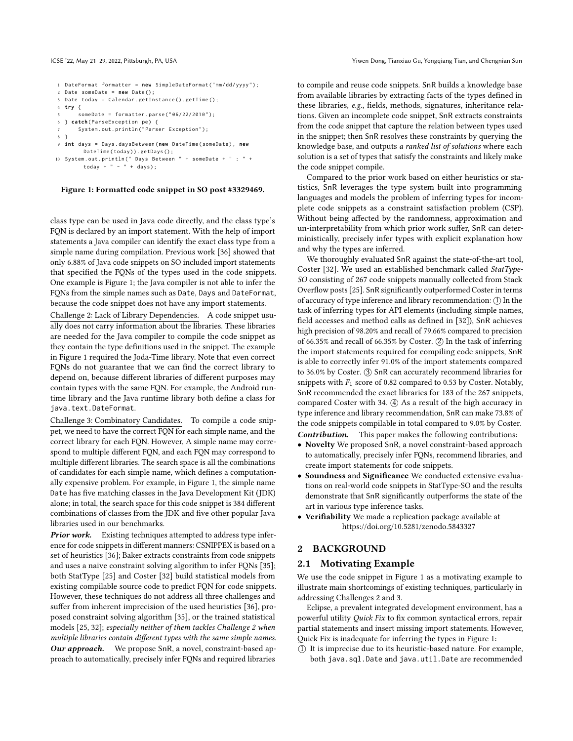```java
DateFormat formatter = new SimpleDateFormat("mm/dd/yyyy");
Date someDate = new Date();
Date today = Calendar.getInstance().getTime();
try {
    someDate = formatter.parse("06/22/2010");
} catch(ParseException pe) {
    System.out.println("Parser Exception");
}
int days = Days.daysBetween(new DateTime(someDate), new DateTime(today)).getDays();
System.out.println(" Days Between " + someDate + " : " + today + " - " + days);
```

**Figure 1: Formatted code snippet in SO post #3329469.**

class type can be used in Java code directly, and the class type's FQN is declared by an import statement. With the help of import statements a Java compiler can identify the exact class type from a simple name during compilation. Previous work [36] showed that only 6.88% of Java code snippets on SO included import statements that specified the FQNs of the types used in the code snippets. One example is Figure 1; the Java compiler is not able to infer the FQNs from the simple names such as `Date`, `Days` and `DateFormat`, because the code snippet does not have any import statements.

Challenge 2: Lack of Library Dependencies. A code snippet usually does not carry information about the libraries. These libraries are needed for the Java compiler to compile the code snippet as they contain the type definitions used in the snippet. The example in Figure 1 required the Joda-Time library. Note that even correct FQNs do not guarantee that we can find the correct library to depend on, because different libraries of different purposes may contain types with the same FQN. For example, the Android runtime library and the Java runtime library both define a class for `java.text.DateFormat`.

Challenge 3: Combinatory Candidates. To compile a code snippet, we need to have the correct FQN for each simple name, and the correct library for each FQN. However, A simple name may correspond to multiple different FQN, and each FQN may correspond to multiple different libraries. The search space is all the combinations of candidates for each simple name, which defines a computationally expensive problem. For example, in Figure 1, the simple name `Date` has five matching classes in the Java Development Kit (JDK) alone; in total, the search space for this code snippet is 384 different combinations of classes from the JDK and five other popular Java libraries used in our benchmarks.

***Prior work.*** Existing techniques attempted to address type inference for code snippets in different manners: CSNIPPEX is based on a set of heuristics [36]; Baker extracts constraints from code snippets and uses a naive constraint solving algorithm to infer FQNs [35]; both StatType [25] and Coster [32] build statistical models from existing compilable source code to predict FQN for code snippets. However, these techniques do not address all three challenges and suffer from inherent imprecision of the used heuristics [36], proposed constraint solving algorithm [35], or the trained statistical models [25, 32]; *especially neither of them tackles Challenge 2 when multiple libraries contain different types with the same simple names.*

***Our approach.*** We propose SnR, a novel, constraint-based approach to automatically, precisely infer FQNs and required libraries to compile and reuse code snippets. SnR builds a knowledge base from available libraries by extracting facts of the types defined in these libraries, *e.g.*, fields, methods, signatures, inheritance relations. Given an incomplete code snippet, SnR extracts constraints from the code snippet that capture the relation between types used in the snippet; then SnR resolves these constraints by querying the knowledge base, and outputs *a ranked list of solutions* where each solution is a set of types that satisfy the constraints and likely make the code snippet compile.

Compared to the prior work based on either heuristics or statistics, SnR leverages the type system built into programming languages and models the problem of inferring types for incomplete code snippets as a constraint satisfaction problem (CSP). Without being affected by the randomness, approximation and un-interpretability from which prior work suffer, SnR can deterministically, precisely infer types with explicit explanation how and why the types are inferred.

We thoroughly evaluated SnR against the state-of-the-art tool, Coster [32]. We used an established benchmark called *StatType-SO* consisting of 267 code snippets manually collected from Stack Overflow posts [25]. SnR significantly outperformed Coster in terms of accuracy of type inference and library recommendation: ① In the task of inferring types for API elements (including simple names, field accesses and method calls as defined in [32]), SnR achieves high precision of 98.20% and recall of 79.66% compared to precision of 66.35% and recall of 66.35% by Coster. ② In the task of inferring the import statements required for compiling code snippets, SnR is able to correctly infer 91.0% of the import statements compared to 36.0% by Coster. ③ SnR can accurately recommend libraries for snippets with $F_1$ score of 0.82 compared to 0.53 by Coster. Notably, SnR recommended the exact libraries for 183 of the 267 snippets, compared Coster with 34. ④ As a result of the high accuracy in type inference and library recommendation, SnR can make 73.8% of the code snippets compilable in total compared to 9.0% by Coster.

***Contribution.*** This paper makes the following contributions:

- **Novelty** We proposed SnR, a novel constraint-based approach to automatically, precisely infer FQNs, recommend libraries, and create import statements for code snippets.
- **Soundness** and **Significance** We conducted extensive evaluations on real-world code snippets in StatType-SO and the results demonstrate that SnR significantly outperforms the state of the art in various type inference tasks.
- **Verifiability** We made a replication package available at https://doi.org/10.5281/zenodo.5843327

## 2 BACKGROUND

### 2.1 Motivating Example

We use the code snippet in Figure 1 as a motivating example to illustrate main shortcomings of existing techniques, particularly in addressing Challenges 2 and 3.

Eclipse, a prevalent integrated development environment, has a powerful utility *Quick Fix* to fix common syntactical errors, repair partial statements and insert missing import statements. However, Quick Fix is inadequate for inferring the types in Figure 1:

① It is imprecise due to its heuristic-based nature. For example, both `java.sql.Date` and `java.util.Date` are recommended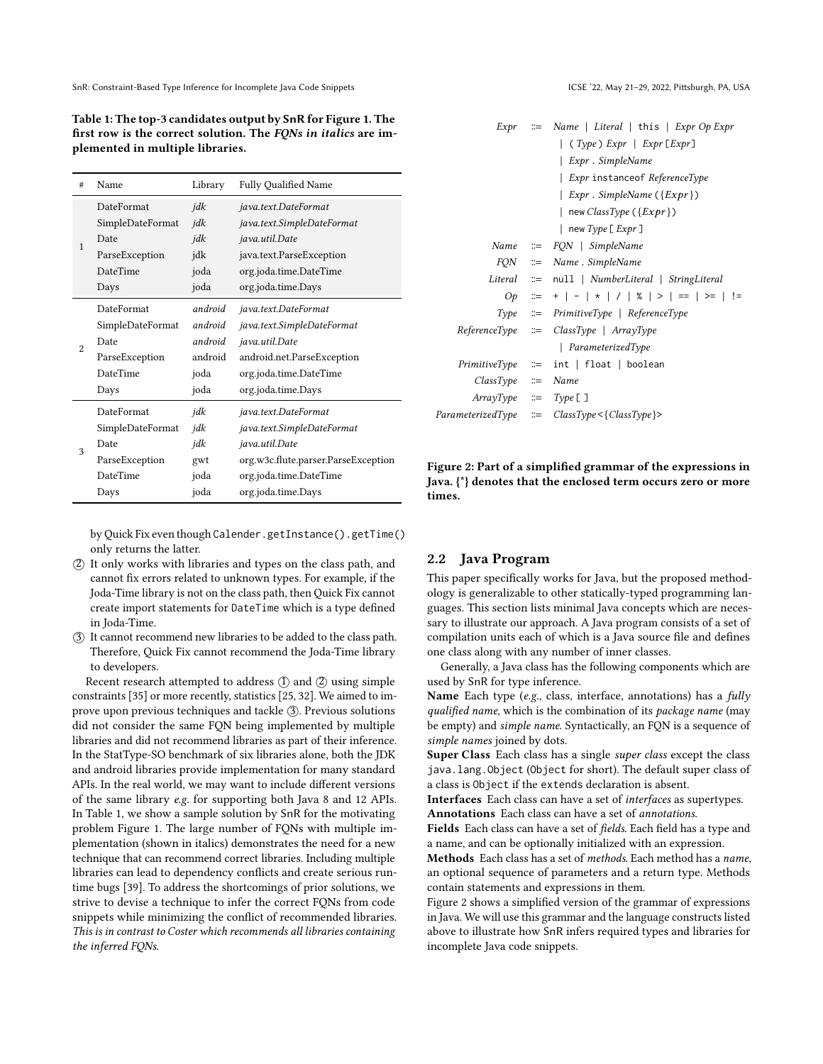**Table 1: The top-3 candidates output by SnR for Figure 1. The first row is the correct solution. The *FQNs in italics* are implemented in multiple libraries.**

| # | Name | Library | Fully Qualified Name |
|---|---|---|---|
| 1 | DateFormat | *jdk* | *java.text.DateFormat* |
| | SimpleDateFormat | *jdk* | *java.text.SimpleDateFormat* |
| | Date | *jdk* | *java.util.Date* |
| | ParseException | jdk | java.text.ParseException |
| | DateTime | joda | org.joda.time.DateTime |
| | Days | joda | org.joda.time.Days |
| 2 | DateFormat | *android* | *java.text.DateFormat* |
| | SimpleDateFormat | *android* | *java.text.SimpleDateFormat* |
| | Date | *android* | *java.util.Date* |
| | ParseException | android | android.net.ParseException |
| | DateTime | joda | org.joda.time.DateTime |
| | Days | joda | org.joda.time.Days |
| 3 | DateFormat | *jdk* | *java.text.DateFormat* |
| | SimpleDateFormat | *jdk* | *java.text.SimpleDateFormat* |
| | Date | *jdk* | *java.util.Date* |
| | ParseException | gwt | org.w3c.flute.parser.ParseException |
| | DateTime | joda | org.joda.time.DateTime |
| | Days | joda | org.joda.time.Days |

by Quick Fix even though `Calender.getInstance().getTime()` only returns the latter.

② It only works with libraries and types on the class path, and cannot fix errors related to unknown types. For example, if the Joda-Time library is not on the class path, then Quick Fix cannot create import statements for `DateTime` which is a type defined in Joda-Time.

③ It cannot recommend new libraries to be added to the class path. Therefore, Quick Fix cannot recommend the Joda-Time library to developers.

Recent research attempted to address ① and ② using simple constraints [35] or more recently, statistics [25, 32]. We aimed to improve upon previous techniques and tackle ③. Previous solutions did not consider the same FQN being implemented by multiple libraries and did not recommend libraries as part of their inference. In the StatType-SO benchmark of six libraries alone, both the JDK and android libraries provide implementation for many standard APIs. In the real world, we may want to include different versions of the same library *e.g.* for supporting both Java 8 and 12 APIs. In Table 1, we show a sample solution by SnR for the motivating problem Figure 1. The large number of FQNs with multiple implementation (shown in italics) demonstrates the need for a new technique that can recommend correct libraries. Including multiple libraries can lead to dependency conflicts and create serious runtime bugs [39]. To address the shortcomings of prior solutions, we strive to devise a technique to infer the correct FQNs from code snippets while minimizing the conflict of recommended libraries. *This is in contrast to Coster which recommends all libraries containing the inferred FQNs.*

```
           Expr  ::= Name | Literal | this | Expr Op Expr
                   | ( Type ) Expr | Expr [Expr]
                   | Expr . SimpleName
                   | Expr instanceof ReferenceType
                   | Expr . SimpleName ({Expr})
                   | new ClassType ({Expr})
                   | new Type [ Expr ]
           Name  ::= FQN | SimpleName
            FQN  ::= Name . SimpleName
        Literal  ::= null | NumberLiteral | StringLiteral
             Op  ::= + | - | * | / | % | > | == | >= | !=
           Type  ::= PrimitiveType | ReferenceType
  ReferenceType  ::= ClassType | ArrayType
                   | ParameterizedType
  PrimitiveType  ::= int | float | boolean
      ClassType  ::= Name
      ArrayType  ::= Type [ ]
ParameterizedType ::= ClassType<{ClassType}>
```

**Figure 2: Part of a simplified grammar of the expressions in Java. {*} denotes that the enclosed term occurs zero or more times.**

## 2.2 Java Program

This paper specifically works for Java, but the proposed methodology is generalizable to other statically-typed programming languages. This section lists minimal Java concepts which are necessary to illustrate our approach. A Java program consists of a set of compilation units each of which is a Java source file and defines one class along with any number of inner classes.

Generally, a Java class has the following components which are used by SnR for type inference.

**Name** Each type (*e.g.*, class, interface, annotations) has a *fully qualified name*, which is the combination of its *package name* (may be empty) and *simple name*. Syntactically, an FQN is a sequence of *simple names* joined by dots.

**Super Class** Each class has a single *super class* except the class `java.lang.Object` (`Object` for short). The default super class of a class is `Object` if the `extends` declaration is absent.

**Interfaces** Each class can have a set of *interfaces* as supertypes.

**Annotations** Each class can have a set of *annotations*.

**Fields** Each class can have a set of *fields*. Each field has a type and a name, and can be optionally initialized with an expression.

**Methods** Each class has a set of *methods*. Each method has a *name*, an optional sequence of parameters and a return type. Methods contain statements and expressions in them.

Figure 2 shows a simplified version of the grammar of expressions in Java. We will use this grammar and the language constructs listed above to illustrate how SnR infers required types and libraries for incomplete Java code snippets.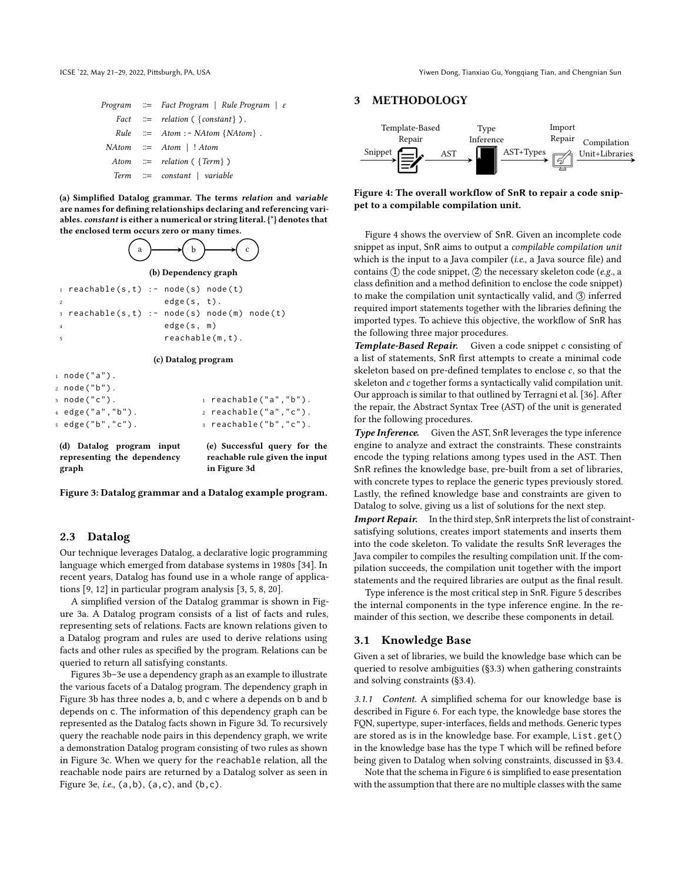| | | |
|---|---|---|
| *Program* | ::= | *Fact Program* \| *Rule Program* \| $\varepsilon$ |
| *Fact* | ::= | *relation* ( {*constant*} ) . |
| *Rule* | ::= | *Atom* :- *NAtom* {*NAtom*} . |
| *NAtom* | ::= | *Atom* \| ! *Atom* |
| *Atom* | ::= | *relation* ( {*Term*} ) |
| *Term* | ::= | *constant* \| *variable* |

**(a) Simplified Datalog grammar. The terms *relation* and *variable* are names for defining relationships declaring and referencing variables. *constant* is either a numerical or string literal. {\*} denotes that the enclosed term occurs zero or many times.**

a → b → c

**(b) Dependency graph**

```
1 reachable(s,t) :- node(s) node(t)
2                   edge(s, t).
3 reachable(s,t) :- node(s) node(m) node(t)
4                   edge(s, m)
5                   reachable(m,t).
```

**(c) Datalog program**

```
1 node("a").
2 node("b").
3 node("c").
4 edge("a","b").
5 edge("b","c").
```

**(d) Datalog program input representing the dependency graph**

```
1 reachable("a","b").
2 reachable("a","c").
3 reachable("b","c").
```

**(e) Successful query for the reachable rule given the input in Figure 3d**

**Figure 3: Datalog grammar and a Datalog example program.**

## 2.3 Datalog

Our technique leverages Datalog, a declarative logic programming language which emerged from database systems in 1980s [34]. In recent years, Datalog has found use in a whole range of applications [9, 12] in particular program analysis [3, 5, 8, 20].

A simplified version of the Datalog grammar is shown in Figure 3a. A Datalog program consists of a list of facts and rules, representing sets of relations. Facts are known relations given to a Datalog program and rules are used to derive relations using facts and other rules as specified by the program. Relations can be queried to return all satisfying constants.

Figures 3b–3e use a dependency graph as an example to illustrate the various facets of a Datalog program. The dependency graph in Figure 3b has three nodes a, b, and c where a depends on b and b depends on c. The information of this dependency graph can be represented as the Datalog facts shown in Figure 3d. To recursively query the reachable node pairs in this dependency graph, we write a demonstration Datalog program consisting of two rules as shown in Figure 3c. When we query for the reachable relation, all the reachable node pairs are returned by a Datalog solver as seen in Figure 3e, *i.e.*, (a,b), (a,c), and (b,c).

# 3 METHODOLOGY

Snippet → Template-Based Repair → AST → Type Inference → AST+Types → Import Repair → Compilation Unit+Libraries

**Figure 4: The overall workflow of SnR to repair a code snippet to a compilable compilation unit.**

Figure 4 shows the overview of SnR. Given an incomplete code snippet as input, SnR aims to output a *compilable compilation unit* which is the input to a Java compiler (*i.e.*, a Java source file) and contains ① the code snippet, ② the necessary skeleton code (*e.g.*, a class definition and a method definition to enclose the code snippet) to make the compilation unit syntactically valid, and ③ inferred required import statements together with the libraries defining the imported types. To achieve this objective, the workflow of SnR has the following three major procedures.

***Template-Based Repair.*** Given a code snippet $c$ consisting of a list of statements, SnR first attempts to create a minimal code skeleton based on pre-defined templates to enclose $c$, so that the skeleton and $c$ together forms a syntactically valid compilation unit. Our approach is similar to that outlined by Terragni et al. [36]. After the repair, the Abstract Syntax Tree (AST) of the unit is generated for the following procedures.

***Type Inference.*** Given the AST, SnR leverages the type inference engine to analyze and extract the constraints. These constraints encode the typing relations among types used in the AST. Then SnR refines the knowledge base, pre-built from a set of libraries, with concrete types to replace the generic types previously stored. Lastly, the refined knowledge base and constraints are given to Datalog to solve, giving us a list of solutions for the next step.

***Import Repair.*** In the third step, SnR interprets the list of constraint-satisfying solutions, creates import statements and inserts them into the code skeleton. To validate the results SnR leverages the Java compiler to compiles the resulting compilation unit. If the compilation succeeds, the compilation unit together with the import statements and the required libraries are output as the final result.

Type inference is the most critical step in SnR. Figure 5 describes the internal components in the type inference engine. In the remainder of this section, we describe these components in detail.

## 3.1 Knowledge Base

Given a set of libraries, we build the knowledge base which can be queried to resolve ambiguities (§3.3) when gathering constraints and solving constraints (§3.4).

*3.1.1 Content.* A simplified schema for our knowledge base is described in Figure 6. For each type, the knowledge base stores the FQN, supertype, super-interfaces, fields and methods. Generic types are stored as is in the knowledge base. For example, List.get() in the knowledge base has the type T which will be refined before being given to Datalog when solving constraints, discussed in §3.4.

Note that the schema in Figure 6 is simplified to ease presentation with the assumption that there are no multiple classes with the same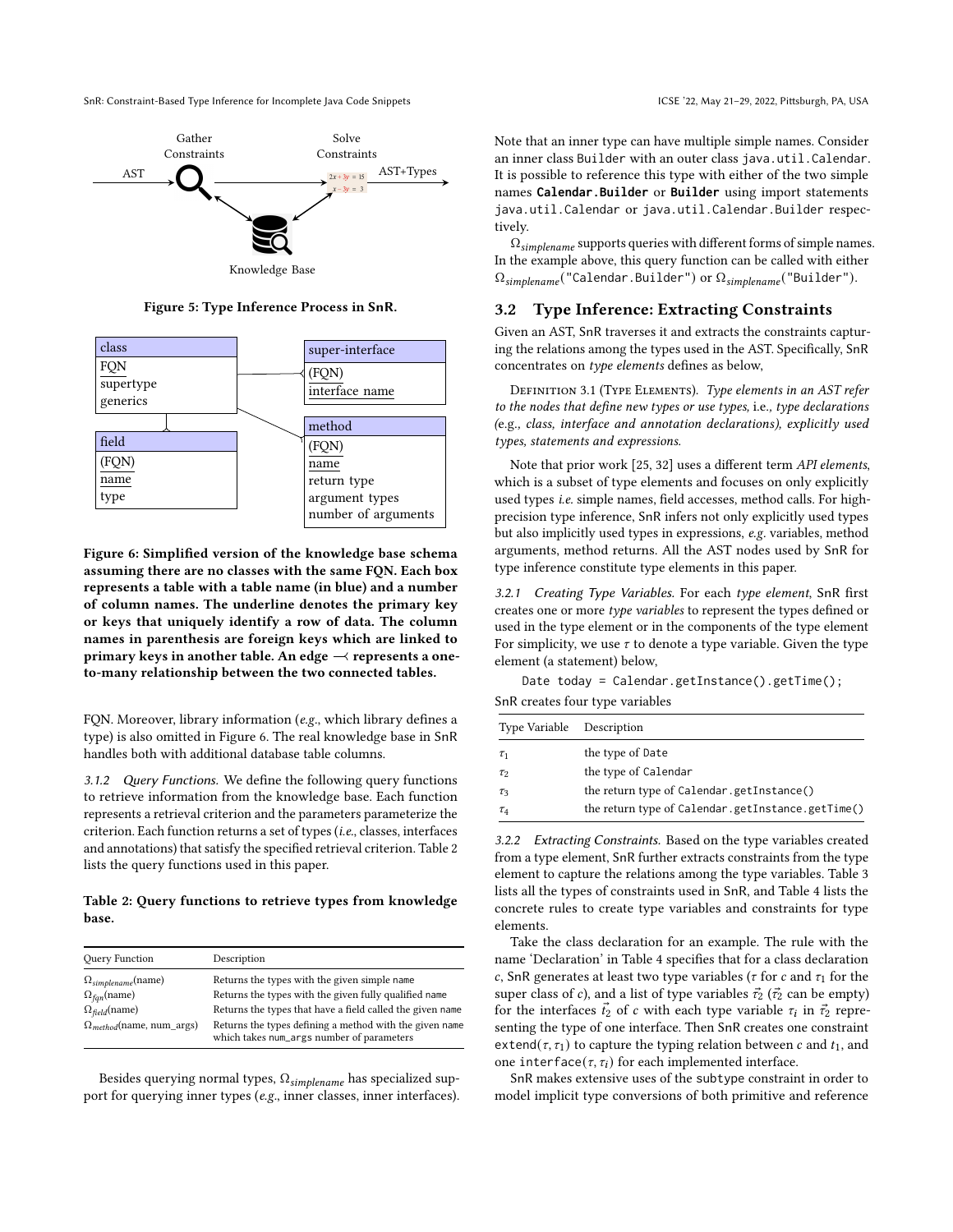Figure 5: Type Inference Process in SnR.

Figure 6: Simplified version of the knowledge base schema assuming there are no classes with the same FQN. Each box represents a table with a table name (in blue) and a number of column names. The underline denotes the primary key or keys that uniquely identify a row of data. The column names in parenthesis are foreign keys which are linked to primary keys in another table. An edge —< represents a one-to-many relationship between the two connected tables.

FQN. Moreover, library information (*e.g.*, which library defines a type) is also omitted in Figure 6. The real knowledge base in SnR handles both with additional database table columns.

*3.1.2 Query Functions.* We define the following query functions to retrieve information from the knowledge base. Each function represents a retrieval criterion and the parameters parameterize the criterion. Each function returns a set of types (*i.e.*, classes, interfaces and annotations) that satisfy the specified retrieval criterion. Table 2 lists the query functions used in this paper.

**Table 2: Query functions to retrieve types from knowledge base.**

| Query Function | Description |
|---|---|
| $\Omega_{simplename}$(name) | Returns the types with the given simple `name` |
| $\Omega_{fqn}$(name) | Returns the types with the given fully qualified `name` |
| $\Omega_{field}$(name) | Returns the types that have a field called the given `name` |
| $\Omega_{method}$(name, num_args) | Returns the types defining a method with the given `name` which takes `num_args` number of parameters |

Besides querying normal types, $\Omega_{simplename}$ has specialized support for querying inner types (*e.g.*, inner classes, inner interfaces). Note that an inner type can have multiple simple names. Consider an inner class `Builder` with an outer class `java.util.Calendar`. It is possible to reference this type with either of the two simple names **`Calendar.Builder`** or **`Builder`** using import statements `java.util.Calendar` or `java.util.Calendar.Builder` respectively.

$\Omega_{simplename}$ supports queries with different forms of simple names. In the example above, this query function can be called with either $\Omega_{simplename}$(`"Calendar.Builder"`) or $\Omega_{simplename}$(`"Builder"`).

## 3.2 Type Inference: Extracting Constraints

Given an AST, SnR traverses it and extracts the constraints capturing the relations among the types used in the AST. Specifically, SnR concentrates on *type elements* defines as below,

Definition 3.1 (Type Elements). *Type elements in an AST refer to the nodes that define new types or use types,* i.e.*, type declarations (*e.g.*, class, interface and annotation declarations), explicitly used types, statements and expressions.*

Note that prior work [25, 32] uses a different term *API elements*, which is a subset of type elements and focuses on only explicitly used types *i.e.* simple names, field accesses, method calls. For high-precision type inference, SnR infers not only explicitly used types but also implicitly used types in expressions, *e.g.* variables, method arguments, method returns. All the AST nodes used by SnR for type inference constitute type elements in this paper.

*3.2.1 Creating Type Variables.* For each *type element*, SnR first creates one or more *type variables* to represent the types defined or used in the type element or in the components of the type element For simplicity, we use $\tau$ to denote a type variable. Given the type element (a statement) below,

```
Date today = Calendar.getInstance().getTime();
```

SnR creates four type variables

| Type Variable | Description |
|---|---|
| $\tau_1$ | the type of `Date` |
| $\tau_2$ | the type of `Calendar` |
| $\tau_3$ | the return type of `Calendar.getInstance()` |
| $\tau_4$ | the return type of `Calendar.getInstance.getTime()` |

*3.2.2 Extracting Constraints.* Based on the type variables created from a type element, SnR further extracts constraints from the type element to capture the relations among the type variables. Table 3 lists all the types of constraints used in SnR, and Table 4 lists the concrete rules to create type variables and constraints for type elements.

Take the class declaration for an example. The rule with the name 'Declaration' in Table 4 specifies that for a class declaration $c$, SnR generates at least two type variables ($\tau$ for $c$ and $\tau_1$ for the super class of $c$), and a list of type variables $\vec{\tau_2}$ ($\vec{\tau_2}$ can be empty) for the interfaces $\vec{t_2}$ of $c$ with each type variable $\tau_i$ in $\vec{\tau_2}$ representing the type of one interface. Then SnR creates one constraint $\texttt{extend}(\tau, \tau_1)$ to capture the typing relation between $c$ and $t_1$, and one $\texttt{interface}(\tau, \tau_i)$ for each implemented interface.

SnR makes extensive uses of the `subtype` constraint in order to model implicit type conversions of both primitive and reference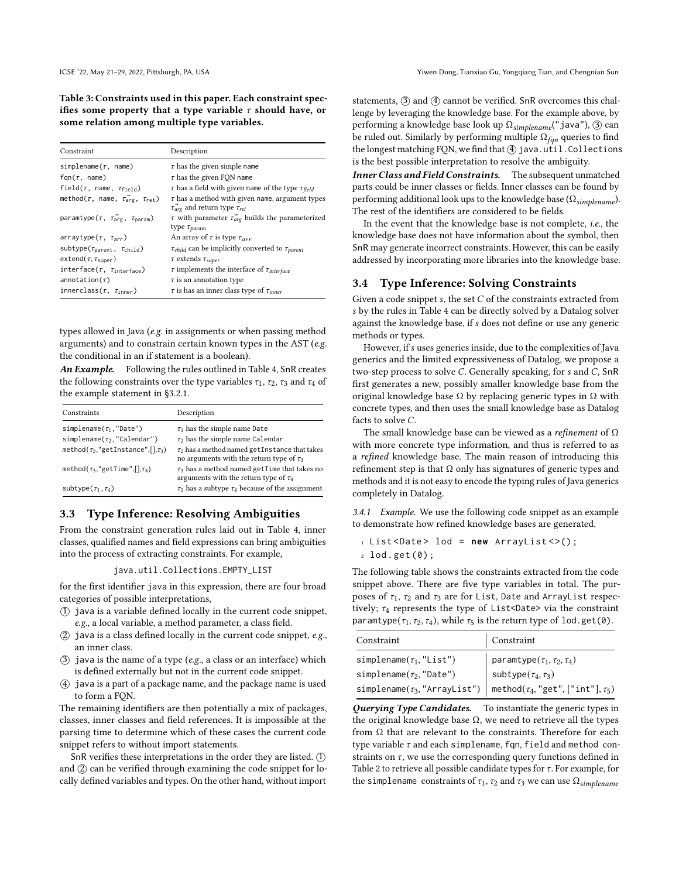**Table 3: Constraints used in this paper. Each constraint specifies some property that a type variable $\tau$ should have, or some relation among multiple type variables.**

| Constraint | Description |
|---|---|
| `simplename`($\tau$, `name`) | $\tau$ has the given simple `name` |
| `fqn`($\tau$, `name`) | $\tau$ has the given FQN `name` |
| `field`($\tau$, `name`, $\tau_{\text{field}}$) | $\tau$ has a field with given `name` of the type $\tau_{field}$ |
| `method`($\tau$, `name`, $\vec{\tau_{\text{arg}}}$, $\tau_{\text{ret}}$) | $\tau$ has a method with given `name`, argument types $\vec{\tau_{arg}}$ and return type $\tau_{ret}$ |
| `paramtype`($\tau$, $\vec{\tau_{\text{arg}}}$, $\tau_{\text{param}}$) | $\tau$ with parameter $\vec{\tau_{arg}}$ builds the parameterized type $\tau_{param}$ |
| `arraytype`($\tau$, $\tau_{\text{arr}}$) | An array of $\tau$ is type $\tau_{arr}$ |
| `subtype`($\tau_{\text{parent}}$, $\tau_{\text{child}}$) | $\tau_{child}$ can be implicitly converted to $\tau_{parent}$ |
| `extend`($\tau$, $\tau_{\text{super}}$) | $\tau$ extends $\tau_{super}$ |
| `interface`($\tau$, $\tau_{\text{interface}}$) | $\tau$ implements the interface of $\tau_{interface}$ |
| `annotation`($\tau$) | $\tau$ is an annotation type |
| `innerclass`($\tau$, $\tau_{\text{inner}}$) | $\tau$ is has an inner class type of $\tau_{inner}$ |

types allowed in Java (*e.g.* in assignments or when passing method arguments) and to constrain certain known types in the AST (*e.g.* the conditional in an if statement is a boolean).

***An Example.*** Following the rules outlined in Table 4, SnR creates the following constraints over the type variables $\tau_1$, $\tau_2$, $\tau_3$ and $\tau_4$ of the example statement in §3.2.1.

| Constraints | Description |
|---|---|
| `simplename`($\tau_1$,`"Date"`) | $\tau_1$ has the simple name `Date` |
| `simplename`($\tau_2$,`"Calendar"`) | $\tau_2$ has the simple name `Calendar` |
| `method`($\tau_2$,`"getInstance"`,[],$\tau_3$) | $\tau_2$ has a method named `getInstance` that takes no arguments with the return type of $\tau_3$ |
| `method`($\tau_3$,`"getTime"`,[],$\tau_4$) | $\tau_3$ has a method named `getTime` that takes no arguments with the return type of $\tau_4$ |
| `subtype`($\tau_1$,$\tau_4$) | $\tau_1$ has a subtype $\tau_4$ because of the assignment |

## 3.3 Type Inference: Resolving Ambiguities

From the constraint generation rules laid out in Table 4, inner classes, qualified names and field expressions can bring ambiguities into the process of extracting constraints. For example,

```
java.util.Collections.EMPTY_LIST
```

for the first identifier `java` in this expression, there are four broad categories of possible interpretations,

① `java` is a variable defined locally in the current code snippet, *e.g.*, a local variable, a method parameter, a class field.

② `java` is a class defined locally in the current code snippet, *e.g.*, an inner class.

③ `java` is the name of a type (*e.g.*, a class or an interface) which is defined externally but not in the current code snippet.

④ `java` is a part of a package name, and the package name is used to form a FQN.

The remaining identifiers are then potentially a mix of packages, classes, inner classes and field references. It is impossible at the parsing time to determine which of these cases the current code snippet refers to without import statements.

SnR verifies these interpretations in the order they are listed. ① and ② can be verified through examining the code snippet for locally defined variables and types. On the other hand, without import statements, ③ and ④ cannot be verified. SnR overcomes this challenge by leveraging the knowledge base. For the example above, by performing a knowledge base look up $\Omega_{simplename}$(`"java"`), ③ can be ruled out. Similarly by performing multiple $\Omega_{fqn}$ queries to find the longest matching FQN, we find that ④ `java.util.Collections` is the best possible interpretation to resolve the ambiguity.

***Inner Class and Field Constraints.*** The subsequent unmatched parts could be inner classes or fields. Inner classes can be found by performing additional look ups to the knowledge base ($\Omega_{simplename}$). The rest of the identifiers are considered to be fields.

In the event that the knowledge base is not complete, *i.e.*, the knowledge base does not have information about the symbol, then SnR may generate incorrect constraints. However, this can be easily addressed by incorporating more libraries into the knowledge base.

## 3.4 Type Inference: Solving Constraints

Given a code snippet $s$, the set $C$ of the constraints extracted from $s$ by the rules in Table 4 can be directly solved by a Datalog solver against the knowledge base, if $s$ does not define or use any generic methods or types.

However, if $s$ uses generics inside, due to the complexities of Java generics and the limited expressiveness of Datalog, we propose a two-step process to solve $C$. Generally speaking, for $s$ and $C$, SnR first generates a new, possibly smaller knowledge base from the original knowledge base $\Omega$ by replacing generic types in $\Omega$ with concrete types, and then uses the small knowledge base as Datalog facts to solve $C$.

The small knowledge base can be viewed as a *refinement* of $\Omega$ with more concrete type information, and thus is referred to as a *refined* knowledge base. The main reason of introducing this refinement step is that $\Omega$ only has signatures of generic types and methods and it is not easy to encode the typing rules of Java generics completely in Datalog.

*3.4.1 Example.* We use the following code snippet as an example to demonstrate how refined knowledge bases are generated.

```
1 List<Date> lod = new ArrayList<>();
2 lod.get(0);
```

The following table shows the constraints extracted from the code snippet above. There are five type variables in total. The purposes of $\tau_1$, $\tau_2$ and $\tau_3$ are for `List`, `Date` and `ArrayList` respectively; $\tau_4$ represents the type of `List<Date>` via the constraint `paramtype`($\tau_1$, $\tau_2$, $\tau_4$), while $\tau_5$ is the return type of `lod.get(0)`.

| Constraint | Constraint |
|---|---|
| `simplename`($\tau_1$, `"List"`) | `paramtype`($\tau_1$, $\tau_2$, $\tau_4$) |
| `simplename`($\tau_2$, `"Date"`) | `subtype`($\tau_4$, $\tau_3$) |
| `simplename`($\tau_3$, `"ArrayList"`) | `method`($\tau_4$, `"get"`, [`"int"`], $\tau_5$) |

***Querying Type Candidates.*** To instantiate the generic types in the original knowledge base $\Omega$, we need to retrieve all the types from $\Omega$ that are relevant to the constraints. Therefore for each type variable $\tau$ and each `simplename`, `fqn`, `field` and `method` constraints on $\tau$, we use the corresponding query functions defined in Table 2 to retrieve all possible candidate types for $\tau$. For example, for the `simplename` constraints of $\tau_1$, $\tau_2$ and $\tau_3$ we can use $\Omega_{simplename}$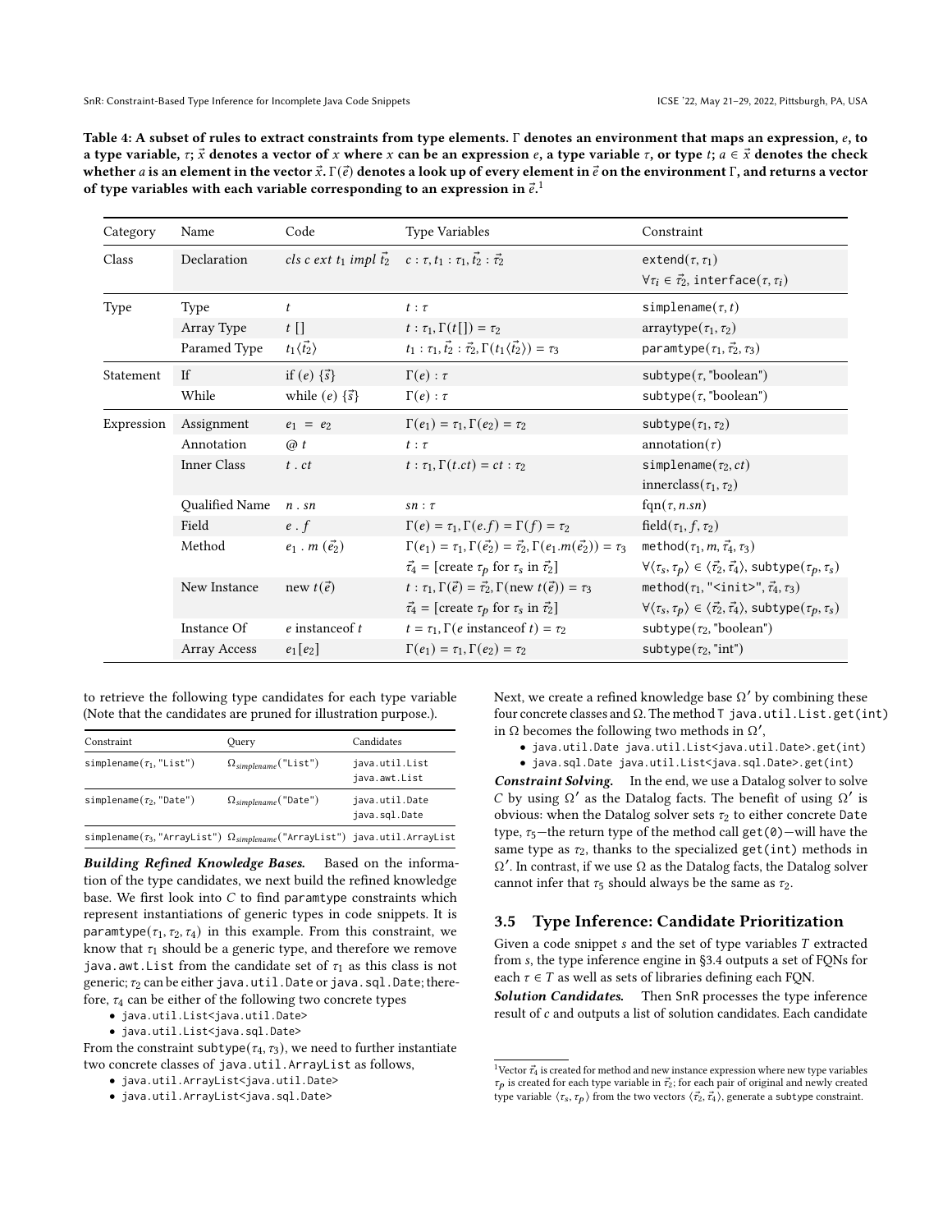Table 4: A subset of rules to extract constraints from type elements. $\Gamma$ denotes an environment that maps an expression, $e$, to a type variable, $\tau$; $\vec{x}$ denotes a vector of $x$ where $x$ can be an expression $e$, a type variable $\tau$, or type $t$; $a \in \vec{x}$ denotes the check whether $a$ is an element in the vector $\vec{x}$. $\Gamma(\vec{e})$ denotes a look up of every element in $\vec{e}$ on the environment $\Gamma$, and returns a vector of type variables with each variable corresponding to an expression in $\vec{e}$.[1]

| Category | Name | Code | Type Variables | Constraint |
|---|---|---|---|---|
| Class | Declaration | $cls\ c\ ext\ t_1\ impl\ \vec{t_2}$ | $c : \tau, t_1 : \tau_1, \vec{t_2} : \vec{\tau_2}$ | $\texttt{extend}(\tau, \tau_1)$ |
| | | | | $\forall \tau_i \in \vec{\tau_2}, \texttt{interface}(\tau, \tau_i)$ |
| Type | Type | $t$ | $t : \tau$ | $\texttt{simplename}(\tau, t)$ |
| | Array Type | $t\ []$ | $t : \tau_1, \Gamma(t[]) = \tau_2$ | $\texttt{arraytype}(\tau_1, \tau_2)$ |
| | Paramed Type | $t_1\langle\vec{t_2}\rangle$ | $t_1 : \tau_1, \vec{t_2} : \vec{\tau_2}, \Gamma(t_1\langle\vec{t_2}\rangle) = \tau_3$ | $\texttt{paramtype}(\tau_1, \vec{\tau_2}, \tau_3)$ |
| Statement | If | if $(e)\ \{\vec{s}\}$ | $\Gamma(e) : \tau$ | $\texttt{subtype}(\tau, \texttt{"boolean"})$ |
| | While | while $(e)\ \{\vec{s}\}$ | $\Gamma(e) : \tau$ | $\texttt{subtype}(\tau, \texttt{"boolean"})$ |
| Expression | Assignment | $e_1\ =\ e_2$ | $\Gamma(e_1) = \tau_1, \Gamma(e_2) = \tau_2$ | $\texttt{subtype}(\tau_1, \tau_2)$ |
| | Annotation | @ $t$ | $t : \tau$ | $\text{annotation}(\tau)$ |
| | Inner Class | $t\ .\ ct$ | $t : \tau_1, \Gamma(t.ct) = ct : \tau_2$ | $\texttt{simplename}(\tau_2, ct)$ |
| | | | | $\text{innerclass}(\tau_1, \tau_2)$ |
| | Qualified Name | $n\ .\ sn$ | $sn : \tau$ | $\text{fqn}(\tau, n.sn)$ |
| | Field | $e\ .\ f$ | $\Gamma(e) = \tau_1, \Gamma(e.f) = \Gamma(f) = \tau_2$ | $\text{field}(\tau_1, f, \tau_2)$ |
| | Method | $e_1\ .\ m\ (\vec{e_2})$ | $\Gamma(e_1) = \tau_1, \Gamma(\vec{e_2}) = \vec{\tau_2}, \Gamma(e_1.m(\vec{e_2})) = \tau_3$ | $\texttt{method}(\tau_1, m, \vec{\tau_4}, \tau_3)$ |
| | | | $\vec{\tau_4}$ = [create $\tau_p$ for $\tau_s$ in $\vec{\tau_2}$] | $\forall\langle\tau_s, \tau_p\rangle \in \langle\vec{\tau_2}, \vec{\tau_4}\rangle, \texttt{subtype}(\tau_p, \tau_s)$ |
| | New Instance | new $t(\vec{e})$ | $t : \tau_1, \Gamma(\vec{e}) = \vec{\tau_2}, \Gamma(\text{new } t(\vec{e})) = \tau_3$ | $\texttt{method}(\tau_1, \texttt{"<init>"}, \vec{\tau_4}, \tau_3)$ |
| | | | $\vec{\tau_4}$ = [create $\tau_p$ for $\tau_s$ in $\vec{\tau_2}$] | $\forall\langle\tau_s, \tau_p\rangle \in \langle\vec{\tau_2}, \vec{\tau_4}\rangle, \texttt{subtype}(\tau_p, \tau_s)$ |
| | Instance Of | $e$ instanceof $t$ | $t = \tau_1, \Gamma(e \text{ instanceof } t) = \tau_2$ | $\texttt{subtype}(\tau_2, \texttt{"boolean"})$ |
| | Array Access | $e_1[e_2]$ | $\Gamma(e_1) = \tau_1, \Gamma(e_2) = \tau_2$ | $\texttt{subtype}(\tau_2, \texttt{"int"})$ |

to retrieve the following type candidates for each type variable (Note that the candidates are pruned for illustration purpose.).

| Constraint | Query | Candidates |
|---|---|---|
| $\texttt{simplename}(\tau_1, \texttt{"List"})$ | $\Omega_{simplename}(\texttt{"List"})$ | java.util.List<br>java.awt.List |
| $\texttt{simplename}(\tau_2, \texttt{"Date"})$ | $\Omega_{simplename}(\texttt{"Date"})$ | java.util.Date<br>java.sql.Date |
| $\texttt{simplename}(\tau_3, \texttt{"ArrayList"})$ | $\Omega_{simplename}(\texttt{"ArrayList"})$ | java.util.ArrayList |

***Building Refined Knowledge Bases.*** Based on the information of the type candidates, we next build the refined knowledge base. We first look into $C$ to find `paramtype` constraints which represent instantiations of generic types in code snippets. It is $\texttt{paramtype}(\tau_1, \tau_2, \tau_4)$ in this example. From this constraint, we know that $\tau_1$ should be a generic type, and therefore we remove `java.awt.List` from the candidate set of $\tau_1$ as this class is not generic; $\tau_2$ can be either `java.util.Date` or `java.sql.Date`; therefore, $\tau_4$ can be either of the following two concrete types

- `java.util.List<java.util.Date>`
- `java.util.List<java.sql.Date>`

From the constraint $\texttt{subtype}(\tau_4, \tau_3)$, we need to further instantiate two concrete classes of `java.util.ArrayList` as follows,

- `java.util.ArrayList<java.util.Date>`
- `java.util.ArrayList<java.sql.Date>`

Next, we create a refined knowledge base $\Omega'$ by combining these four concrete classes and $\Omega$. The method `T java.util.List.get(int)` in $\Omega$ becomes the following two methods in $\Omega'$,

- `java.util.Date java.util.List<java.util.Date>.get(int)`
- `java.sql.Date java.util.List<java.sql.Date>.get(int)`

***Constraint Solving.*** In the end, we use a Datalog solver to solve $C$ by using $\Omega'$ as the Datalog facts. The benefit of using $\Omega'$ is obvious: when the Datalog solver sets $\tau_2$ to either concrete `Date` type, $\tau_5$—the return type of the method call `get(0)`—will have the same type as $\tau_2$, thanks to the specialized `get(int)` methods in $\Omega'$. In contrast, if we use $\Omega$ as the Datalog facts, the Datalog solver cannot infer that $\tau_5$ should always be the same as $\tau_2$.

## 3.5 Type Inference: Candidate Prioritization

Given a code snippet $s$ and the set of type variables $T$ extracted from $s$, the type inference engine in §3.4 outputs a set of FQNs for each $\tau \in T$ as well as sets of libraries defining each FQN.

***Solution Candidates.*** Then SnR processes the type inference result of $c$ and outputs a list of solution candidates. Each candidate

[1] Vector $\vec{\tau_4}$ is created for method and new instance expression where new type variables $\tau_p$ is created for each type variable in $\vec{\tau_2}$; for each pair of original and newly created type variable $\langle\tau_s, \tau_p\rangle$ from the two vectors $\langle\vec{\tau_2}, \vec{\tau_4}\rangle$, generate a subtype constraint.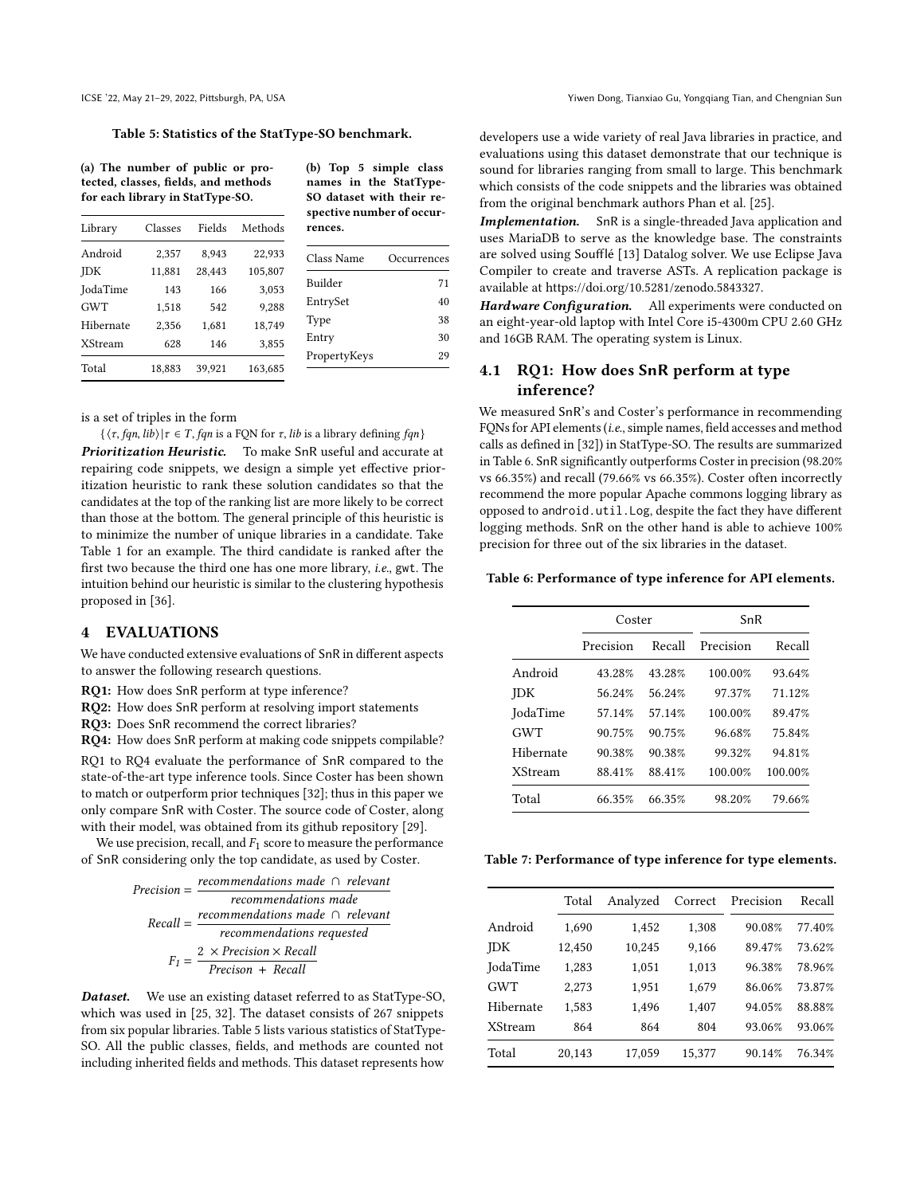Table 5: Statistics of the StatType-SO benchmark.

(a) The number of public or protected, classes, fields, and methods for each library in StatType-SO.

| Library | Classes | Fields | Methods |
|---|---|---|---|
| Android | 2,357 | 8,943 | 22,933 |
| JDK | 11,881 | 28,443 | 105,807 |
| JodaTime | 143 | 166 | 3,053 |
| GWT | 1,518 | 542 | 9,288 |
| Hibernate | 2,356 | 1,681 | 18,749 |
| XStream | 628 | 146 | 3,855 |
| Total | 18,883 | 39,921 | 163,685 |

(b) Top 5 simple class names in the StatType-SO dataset with their respective number of occurrences.

| Class Name | Occurrences |
|---|---|
| Builder | 71 |
| EntrySet | 40 |
| Type | 38 |
| Entry | 30 |
| PropertyKeys | 29 |

is a set of triples in the form

$\{\langle \tau, fqn, lib \rangle | \tau \in T, fqn \text{ is a FQN for } \tau, lib \text{ is a library defining } fqn\}$

***Prioritization Heuristic.*** To make SnR useful and accurate at repairing code snippets, we design a simple yet effective prioritization heuristic to rank these solution candidates so that the candidates at the top of the ranking list are more likely to be correct than those at the bottom. The general principle of this heuristic is to minimize the number of unique libraries in a candidate. Take Table 1 for an example. The third candidate is ranked after the first two because the third one has one more library, *i.e.*, gwt. The intuition behind our heuristic is similar to the clustering hypothesis proposed in [36].

## 4 EVALUATIONS

We have conducted extensive evaluations of SnR in different aspects to answer the following research questions.

**RQ1:** How does SnR perform at type inference?

**RQ2:** How does SnR perform at resolving import statements

**RQ3:** Does SnR recommend the correct libraries?

**RQ4:** How does SnR perform at making code snippets compilable?

RQ1 to RQ4 evaluate the performance of SnR compared to the state-of-the-art type inference tools. Since Coster has been shown to match or outperform prior techniques [32]; thus in this paper we only compare SnR with Coster. The source code of Coster, along with their model, was obtained from its github repository [29].

We use precision, recall, and $F_1$ score to measure the performance of SnR considering only the top candidate, as used by Coster.

$$Precision = \frac{recommendations\ made\ \cap\ relevant}{recommendations\ made}$$

$$Recall = \frac{recommendations\ made\ \cap\ relevant}{recommendations\ requested}$$

$$F_1 = \frac{2\ \times Precision \times Recall}{Precison\ +\ Recall}$$

***Dataset.*** We use an existing dataset referred to as StatType-SO, which was used in [25, 32]. The dataset consists of 267 snippets from six popular libraries. Table 5 lists various statistics of StatType-SO. All the public classes, fields, and methods are counted not including inherited fields and methods. This dataset represents how developers use a wide variety of real Java libraries in practice, and evaluations using this dataset demonstrate that our technique is sound for libraries ranging from small to large. This benchmark which consists of the code snippets and the libraries was obtained from the original benchmark authors Phan et al. [25].

***Implementation.*** SnR is a single-threaded Java application and uses MariaDB to serve as the knowledge base. The constraints are solved using Soufflé [13] Datalog solver. We use Eclipse Java Compiler to create and traverse ASTs. A replication package is available at https://doi.org/10.5281/zenodo.5843327.

***Hardware Configuration.*** All experiments were conducted on an eight-year-old laptop with Intel Core i5-4300m CPU 2.60 GHz and 16GB RAM. The operating system is Linux.

### 4.1 RQ1: How does SnR perform at type inference?

We measured SnR's and Coster's performance in recommending FQNs for API elements (*i.e.*, simple names, field accesses and method calls as defined in [32]) in StatType-SO. The results are summarized in Table 6. SnR significantly outperforms Coster in precision (98.20% vs 66.35%) and recall (79.66% vs 66.35%). Coster often incorrectly recommend the more popular Apache commons logging library as opposed to `android.util.Log`, despite the fact they have different logging methods. SnR on the other hand is able to achieve 100% precision for three out of the six libraries in the dataset.

Table 6: Performance of type inference for API elements.

| | Coster | | SnR | |
|---|---|---|---|---|
| | Precision | Recall | Precision | Recall |
| Android | 43.28% | 43.28% | 100.00% | 93.64% |
| JDK | 56.24% | 56.24% | 97.37% | 71.12% |
| JodaTime | 57.14% | 57.14% | 100.00% | 89.47% |
| GWT | 90.75% | 90.75% | 96.68% | 75.84% |
| Hibernate | 90.38% | 90.38% | 99.32% | 94.81% |
| XStream | 88.41% | 88.41% | 100.00% | 100.00% |
| Total | 66.35% | 66.35% | 98.20% | 79.66% |

Table 7: Performance of type inference for type elements.

| | Total | Analyzed | Correct | Precision | Recall |
|---|---|---|---|---|---|
| Android | 1,690 | 1,452 | 1,308 | 90.08% | 77.40% |
| JDK | 12,450 | 10,245 | 9,166 | 89.47% | 73.62% |
| JodaTime | 1,283 | 1,051 | 1,013 | 96.38% | 78.96% |
| GWT | 2,273 | 1,951 | 1,679 | 86.06% | 73.87% |
| Hibernate | 1,583 | 1,496 | 1,407 | 94.05% | 88.88% |
| XStream | 864 | 864 | 804 | 93.06% | 93.06% |
| Total | 20,143 | 17,059 | 15,377 | 90.14% | 76.34% |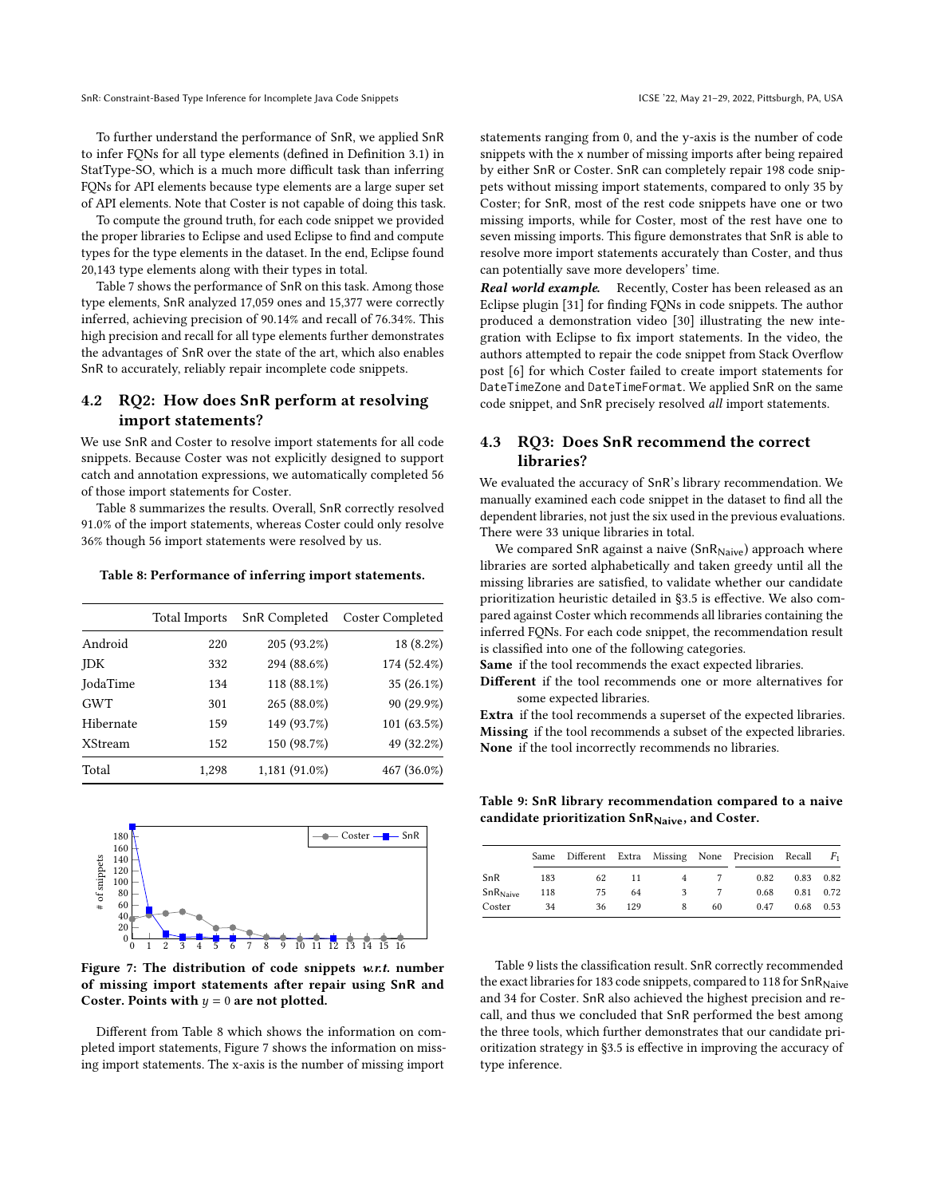To further understand the performance of SnR, we applied SnR to infer FQNs for all type elements (defined in Definition 3.1) in StatType-SO, which is a much more difficult task than inferring FQNs for API elements because type elements are a large super set of API elements. Note that Coster is not capable of doing this task.

To compute the ground truth, for each code snippet we provided the proper libraries to Eclipse and used Eclipse to find and compute types for the type elements in the dataset. In the end, Eclipse found 20,143 type elements along with their types in total.

Table 7 shows the performance of SnR on this task. Among those type elements, SnR analyzed 17,059 ones and 15,377 were correctly inferred, achieving precision of 90.14% and recall of 76.34%. This high precision and recall for all type elements further demonstrates the advantages of SnR over the state of the art, which also enables SnR to accurately, reliably repair incomplete code snippets.

## 4.2 RQ2: How does SnR perform at resolving import statements?

We use SnR and Coster to resolve import statements for all code snippets. Because Coster was not explicitly designed to support catch and annotation expressions, we automatically completed 56 of those import statements for Coster.

Table 8 summarizes the results. Overall, SnR correctly resolved 91.0% of the import statements, whereas Coster could only resolve 36% though 56 import statements were resolved by us.

**Table 8: Performance of inferring import statements.**

| | Total Imports | SnR Completed | Coster Completed |
|---|---|---|---|
| Android | 220 | 205 (93.2%) | 18 (8.2%) |
| JDK | 332 | 294 (88.6%) | 174 (52.4%) |
| JodaTime | 134 | 118 (88.1%) | 35 (26.1%) |
| GWT | 301 | 265 (88.0%) | 90 (29.9%) |
| Hibernate | 159 | 149 (93.7%) | 101 (63.5%) |
| XStream | 152 | 150 (98.7%) | 49 (32.2%) |
| Total | 1,298 | 1,181 (91.0%) | 467 (36.0%) |

**Figure 7: The distribution of code snippets *w.r.t.* number of missing import statements after repair using SnR and Coster. Points with $y = 0$ are not plotted.**

Different from Table 8 which shows the information on completed import statements, Figure 7 shows the information on missing import statements. The x-axis is the number of missing import statements ranging from 0, and the y-axis is the number of code snippets with the x number of missing imports after being repaired by either SnR or Coster. SnR can completely repair 198 code snippets without missing import statements, compared to only 35 by Coster; for SnR, most of the rest code snippets have one or two missing imports, while for Coster, most of the rest have one to seven missing imports. This figure demonstrates that SnR is able to resolve more import statements accurately than Coster, and thus can potentially save more developers' time.

***Real world example.*** Recently, Coster has been released as an Eclipse plugin [31] for finding FQNs in code snippets. The author produced a demonstration video [30] illustrating the new integration with Eclipse to fix import statements. In the video, the authors attempted to repair the code snippet from Stack Overflow post [6] for which Coster failed to create import statements for `DateTimeZone` and `DateTimeFormat`. We applied SnR on the same code snippet, and SnR precisely resolved *all* import statements.

## 4.3 RQ3: Does SnR recommend the correct libraries?

We evaluated the accuracy of SnR's library recommendation. We manually examined each code snippet in the dataset to find all the dependent libraries, not just the six used in the previous evaluations. There were 33 unique libraries in total.

We compared SnR against a naive ($\text{SnR}_{\text{Naive}}$) approach where libraries are sorted alphabetically and taken greedy until all the missing libraries are satisfied, to validate whether our candidate prioritization heuristic detailed in §3.5 is effective. We also compared against Coster which recommends all libraries containing the inferred FQNs. For each code snippet, the recommendation result is classified into one of the following categories.

**Same** if the tool recommends the exact expected libraries.

**Different** if the tool recommends one or more alternatives for some expected libraries.

**Extra** if the tool recommends a superset of the expected libraries.

**Missing** if the tool recommends a subset of the expected libraries.

**None** if the tool incorrectly recommends no libraries.

**Table 9: SnR library recommendation compared to a naive candidate prioritization $\text{SnR}_{\text{Naive}}$, and Coster.**

| | Same | Different | Extra | Missing | None | Precision | Recall | $F_1$ |
|---|---|---|---|---|---|---|---|---|
| SnR | 183 | 62 | 11 | 4 | 7 | 0.82 | 0.83 | 0.82 |
| $\text{SnR}_{\text{Naive}}$ | 118 | 75 | 64 | 3 | 7 | 0.68 | 0.81 | 0.72 |
| Coster | 34 | 36 | 129 | 8 | 60 | 0.47 | 0.68 | 0.53 |

Table 9 lists the classification result. SnR correctly recommended the exact libraries for 183 code snippets, compared to 118 for $\text{SnR}_{\text{Naive}}$ and 34 for Coster. SnR also achieved the highest precision and recall, and thus we concluded that SnR performed the best among the three tools, which further demonstrates that our candidate prioritization strategy in §3.5 is effective in improving the accuracy of type inference.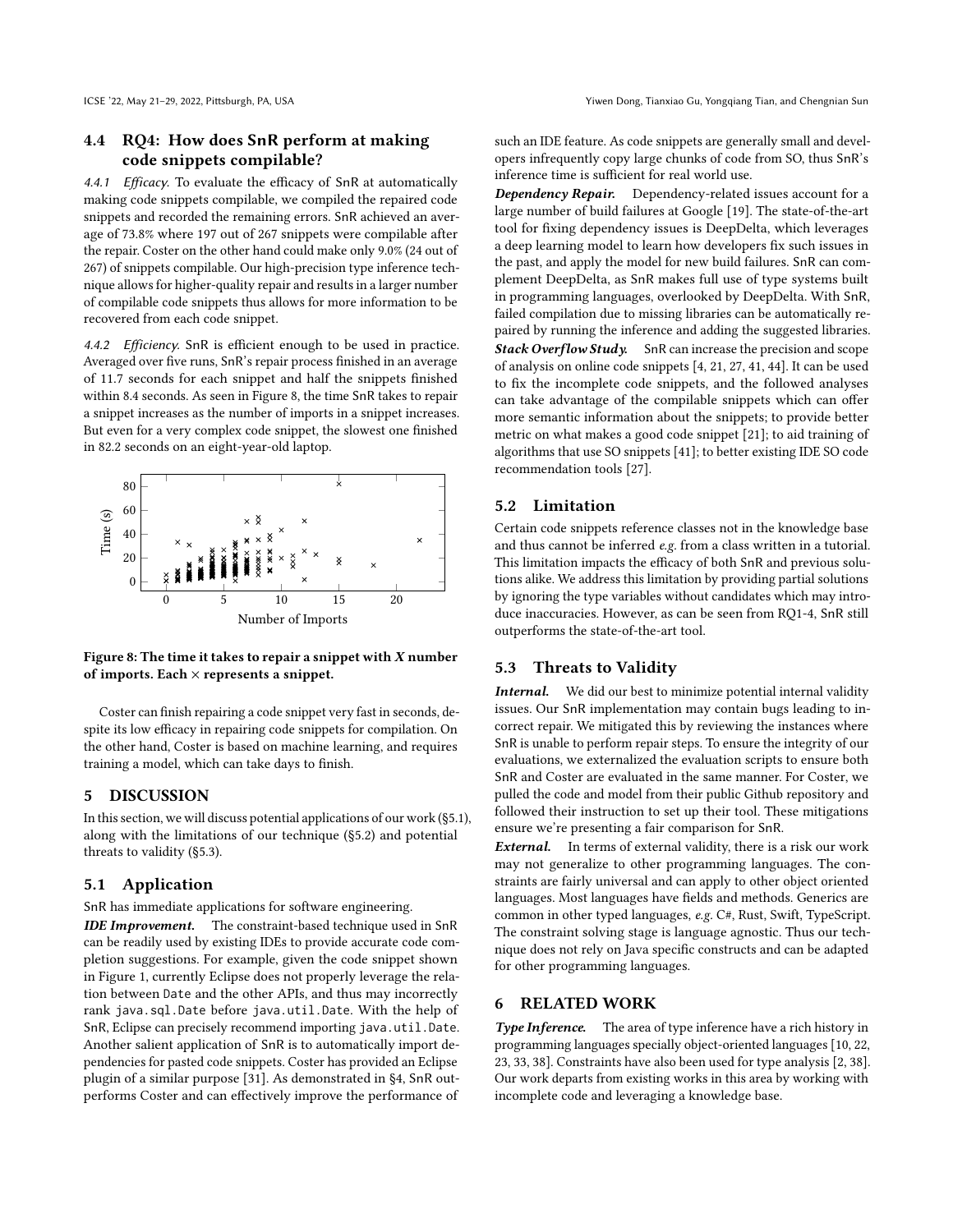### 4.4 RQ4: How does SnR perform at making code snippets compilable?

*4.4.1 Efficacy.* To evaluate the efficacy of SnR at automatically making code snippets compilable, we compiled the repaired code snippets and recorded the remaining errors. SnR achieved an average of 73.8% where 197 out of 267 snippets were compilable after the repair. Coster on the other hand could make only 9.0% (24 out of 267) of snippets compilable. Our high-precision type inference technique allows for higher-quality repair and results in a larger number of compilable code snippets thus allows for more information to be recovered from each code snippet.

*4.4.2 Efficiency.* SnR is efficient enough to be used in practice. Averaged over five runs, SnR's repair process finished in an average of 11.7 seconds for each snippet and half the snippets finished within 8.4 seconds. As seen in Figure 8, the time SnR takes to repair a snippet increases as the number of imports in a snippet increases. But even for a very complex code snippet, the slowest one finished in 82.2 seconds on an eight-year-old laptop.

**Figure 8: The time it takes to repair a snippet with $X$ number of imports. Each $\times$ represents a snippet.**

Coster can finish repairing a code snippet very fast in seconds, despite its low efficacy in repairing code snippets for compilation. On the other hand, Coster is based on machine learning, and requires training a model, which can take days to finish.

## 5 DISCUSSION

In this section, we will discuss potential applications of our work (§5.1), along with the limitations of our technique (§5.2) and potential threats to validity (§5.3).

### 5.1 Application

SnR has immediate applications for software engineering.

***IDE Improvement.*** The constraint-based technique used in SnR can be readily used by existing IDEs to provide accurate code completion suggestions. For example, given the code snippet shown in Figure 1, currently Eclipse does not properly leverage the relation between `Date` and the other APIs, and thus may incorrectly rank `java.sql.Date` before `java.util.Date`. With the help of SnR, Eclipse can precisely recommend importing `java.util.Date`. Another salient application of SnR is to automatically import dependencies for pasted code snippets. Coster has provided an Eclipse plugin of a similar purpose [31]. As demonstrated in §4, SnR outperforms Coster and can effectively improve the performance of such an IDE feature. As code snippets are generally small and developers infrequently copy large chunks of code from SO, thus SnR's inference time is sufficient for real world use.

***Dependency Repair.*** Dependency-related issues account for a large number of build failures at Google [19]. The state-of-the-art tool for fixing dependency issues is DeepDelta, which leverages a deep learning model to learn how developers fix such issues in the past, and apply the model for new build failures. SnR can complement DeepDelta, as SnR makes full use of type systems built in programming languages, overlooked by DeepDelta. With SnR, failed compilation due to missing libraries can be automatically repaired by running the inference and adding the suggested libraries.

***Stack Overflow Study.*** SnR can increase the precision and scope of analysis on online code snippets [4, 21, 27, 41, 44]. It can be used to fix the incomplete code snippets, and the followed analyses can take advantage of the compilable snippets which can offer more semantic information about the snippets; to provide better metric on what makes a good code snippet [21]; to aid training of algorithms that use SO snippets [41]; to better existing IDE SO code recommendation tools [27].

### 5.2 Limitation

Certain code snippets reference classes not in the knowledge base and thus cannot be inferred *e.g.* from a class written in a tutorial. This limitation impacts the efficacy of both SnR and previous solutions alike. We address this limitation by providing partial solutions by ignoring the type variables without candidates which may introduce inaccuracies. However, as can be seen from RQ1-4, SnR still outperforms the state-of-the-art tool.

### 5.3 Threats to Validity

***Internal.*** We did our best to minimize potential internal validity issues. Our SnR implementation may contain bugs leading to incorrect repair. We mitigated this by reviewing the instances where SnR is unable to perform repair steps. To ensure the integrity of our evaluations, we externalized the evaluation scripts to ensure both SnR and Coster are evaluated in the same manner. For Coster, we pulled the code and model from their public Github repository and followed their instruction to set up their tool. These mitigations ensure we're presenting a fair comparison for SnR.

***External.*** In terms of external validity, there is a risk our work may not generalize to other programming languages. The constraints are fairly universal and can apply to other object oriented languages. Most languages have fields and methods. Generics are common in other typed languages, *e.g.* C#, Rust, Swift, TypeScript. The constraint solving stage is language agnostic. Thus our technique does not rely on Java specific constructs and can be adapted for other programming languages.

## 6 RELATED WORK

***Type Inference.*** The area of type inference have a rich history in programming languages specially object-oriented languages [10, 22, 23, 33, 38]. Constraints have also been used for type analysis [2, 38]. Our work departs from existing works in this area by working with incomplete code and leveraging a knowledge base.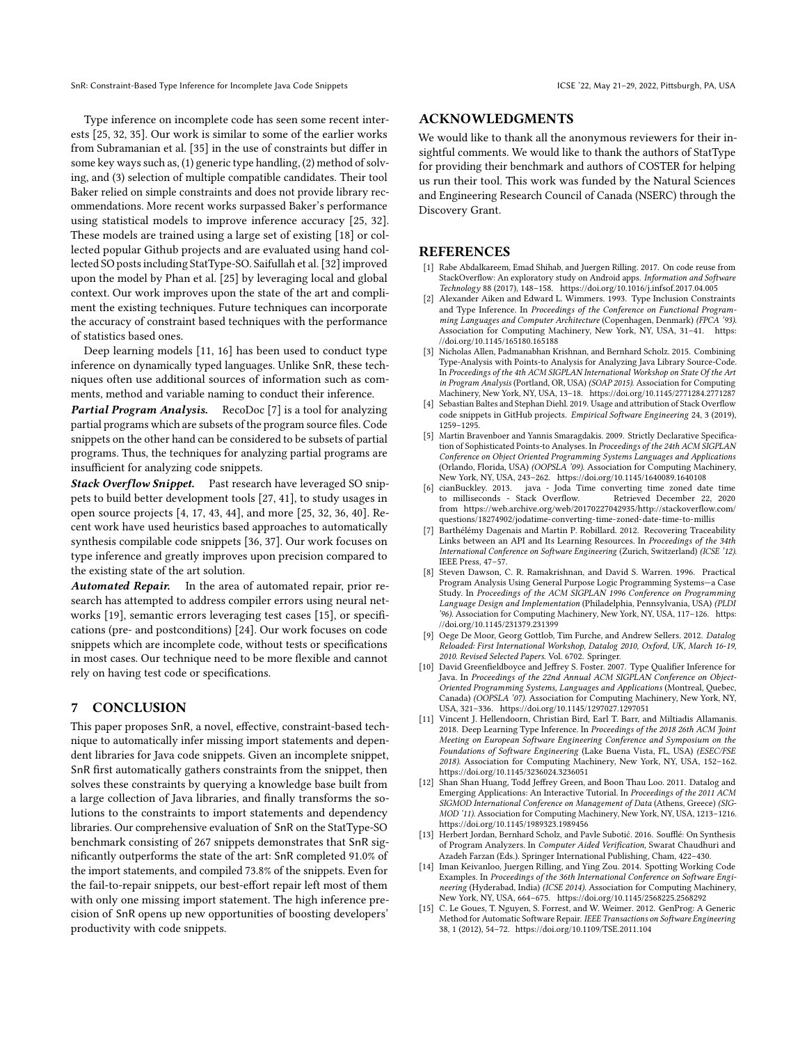Type inference on incomplete code has seen some recent interests [25, 32, 35]. Our work is similar to some of the earlier works from Subramanian et al. [35] in the use of constraints but differ in some key ways such as, (1) generic type handling, (2) method of solving, and (3) selection of multiple compatible candidates. Their tool Baker relied on simple constraints and does not provide library recommendations. More recent works surpassed Baker's performance using statistical models to improve inference accuracy [25, 32]. These models are trained using a large set of existing [18] or collected popular Github projects and are evaluated using hand collected SO posts including StatType-SO. Saifullah et al. [32] improved upon the model by Phan et al. [25] by leveraging local and global context. Our work improves upon the state of the art and compliment the existing techniques. Future techniques can incorporate the accuracy of constraint based techniques with the performance of statistics based ones.

Deep learning models [11, 16] has been used to conduct type inference on dynamically typed languages. Unlike SnR, these techniques often use additional sources of information such as comments, method and variable naming to conduct their inference.

***Partial Program Analysis.*** RecoDoc [7] is a tool for analyzing partial programs which are subsets of the program source files. Code snippets on the other hand can be considered to be subsets of partial programs. Thus, the techniques for analyzing partial programs are insufficient for analyzing code snippets.

***Stack Overflow Snippet.*** Past research have leveraged SO snippets to build better development tools [27, 41], to study usages in open source projects [4, 17, 43, 44], and more [25, 32, 36, 40]. Recent work have used heuristics based approaches to automatically synthesis compilable code snippets [36, 37]. Our work focuses on type inference and greatly improves upon precision compared to the existing state of the art solution.

***Automated Repair.*** In the area of automated repair, prior research has attempted to address compiler errors using neural networks [19], semantic errors leveraging test cases [15], or specifications (pre- and postconditions) [24]. Our work focuses on code snippets which are incomplete code, without tests or specifications in most cases. Our technique need to be more flexible and cannot rely on having test code or specifications.

## 7 CONCLUSION

This paper proposes SnR, a novel, effective, constraint-based technique to automatically infer missing import statements and dependent libraries for Java code snippets. Given an incomplete snippet, SnR first automatically gathers constraints from the snippet, then solves these constraints by querying a knowledge base built from a large collection of Java libraries, and finally transforms the solutions to the constraints to import statements and dependency libraries. Our comprehensive evaluation of SnR on the StatType-SO benchmark consisting of 267 snippets demonstrates that SnR significantly outperforms the state of the art: SnR completed 91.0% of the import statements, and compiled 73.8% of the snippets. Even for the fail-to-repair snippets, our best-effort repair left most of them with only one missing import statement. The high inference precision of SnR opens up new opportunities of boosting developers' productivity with code snippets.

## ACKNOWLEDGMENTS

We would like to thank all the anonymous reviewers for their insightful comments. We would like to thank the authors of StatType for providing their benchmark and authors of COSTER for helping us run their tool. This work was funded by the Natural Sciences and Engineering Research Council of Canada (NSERC) through the Discovery Grant.

## REFERENCES

- [1] Rabe Abdalkareem, Emad Shihab, and Juergen Rilling. 2017. On code reuse from StackOverflow: An exploratory study on Android apps. *Information and Software Technology* 88 (2017), 148–158. https://doi.org/10.1016/j.infsof.2017.04.005
- [2] Alexander Aiken and Edward L. Wimmers. 1993. Type Inclusion Constraints and Type Inference. In *Proceedings of the Conference on Functional Programming Languages and Computer Architecture* (Copenhagen, Denmark) *(FPCA '93)*. Association for Computing Machinery, New York, NY, USA, 31–41. https://doi.org/10.1145/165180.165188
- [3] Nicholas Allen, Padmanabhan Krishnan, and Bernhard Scholz. 2015. Combining Type-Analysis with Points-to Analysis for Analyzing Java Library Source-Code. In *Proceedings of the 4th ACM SIGPLAN International Workshop on State Of the Art in Program Analysis* (Portland, OR, USA) *(SOAP 2015)*. Association for Computing Machinery, New York, NY, USA, 13–18. https://doi.org/10.1145/2771284.2771287
- [4] Sebastian Baltes and Stephan Diehl. 2019. Usage and attribution of Stack Overflow code snippets in GitHub projects. *Empirical Software Engineering* 24, 3 (2019), 1259–1295.
- [5] Martin Bravenboer and Yannis Smaragdakis. 2009. Strictly Declarative Specification of Sophisticated Points-to Analyses. In *Proceedings of the 24th ACM SIGPLAN Conference on Object Oriented Programming Systems Languages and Applications* (Orlando, Florida, USA) *(OOPSLA '09)*. Association for Computing Machinery, New York, NY, USA, 243–262. https://doi.org/10.1145/1640089.1640108
- [6] cianBuckley. 2013. java - Joda Time converting time zoned date time to milliseconds - Stack Overflow. Retrieved December 22, 2020 from https://web.archive.org/web/20170227042935/http://stackoverflow.com/questions/18274902/jodatime-converting-time-zoned-date-time-to-millis
- [7] Barthélémy Dagenais and Martin P. Robillard. 2012. Recovering Traceability Links between an API and Its Learning Resources. In *Proceedings of the 34th International Conference on Software Engineering* (Zurich, Switzerland) *(ICSE '12)*. IEEE Press, 47–57.
- [8] Steven Dawson, C. R. Ramakrishnan, and David S. Warren. 1996. Practical Program Analysis Using General Purpose Logic Programming Systems—a Case Study. In *Proceedings of the ACM SIGPLAN 1996 Conference on Programming Language Design and Implementation* (Philadelphia, Pennsylvania, USA) *(PLDI '96)*. Association for Computing Machinery, New York, NY, USA, 117–126. https://doi.org/10.1145/231379.231399
- [9] Oege De Moor, Georg Gottlob, Tim Furche, and Andrew Sellers. 2012. *Datalog Reloaded: First International Workshop, Datalog 2010, Oxford, UK, March 16-19, 2010. Revised Selected Papers*. Vol. 6702. Springer.
- [10] David Greenfieldboyce and Jeffrey S. Foster. 2007. Type Qualifier Inference for Java. In *Proceedings of the 22nd Annual ACM SIGPLAN Conference on Object-Oriented Programming Systems, Languages and Applications* (Montreal, Quebec, Canada) *(OOPSLA '07)*. Association for Computing Machinery, New York, NY, USA, 321–336. https://doi.org/10.1145/1297027.1297051
- [11] Vincent J. Hellendoorn, Christian Bird, Earl T. Barr, and Miltiadis Allamanis. 2018. Deep Learning Type Inference. In *Proceedings of the 2018 26th ACM Joint Meeting on European Software Engineering Conference and Symposium on the Foundations of Software Engineering* (Lake Buena Vista, FL, USA) *(ESEC/FSE 2018)*. Association for Computing Machinery, New York, NY, USA, 152–162. https://doi.org/10.1145/3236024.3236051
- [12] Shan Shan Huang, Todd Jeffrey Green, and Boon Thau Loo. 2011. Datalog and Emerging Applications: An Interactive Tutorial. In *Proceedings of the 2011 ACM SIGMOD International Conference on Management of Data* (Athens, Greece) *(SIGMOD '11)*. Association for Computing Machinery, New York, NY, USA, 1213–1216. https://doi.org/10.1145/1989323.1989456
- [13] Herbert Jordan, Bernhard Scholz, and Pavle Subotić. 2016. Soufflé: On Synthesis of Program Analyzers. In *Computer Aided Verification*, Swarat Chaudhuri and Azadeh Farzan (Eds.). Springer International Publishing, Cham, 422–430.
- [14] Iman Keivanloo, Juergen Rilling, and Ying Zou. 2014. Spotting Working Code Examples. In *Proceedings of the 36th International Conference on Software Engineering* (Hyderabad, India) *(ICSE 2014)*. Association for Computing Machinery, New York, NY, USA, 664–675. https://doi.org/10.1145/2568225.2568292
- [15] C. Le Goues, T. Nguyen, S. Forrest, and W. Weimer. 2012. GenProg: A Generic Method for Automatic Software Repair. *IEEE Transactions on Software Engineering* 38, 1 (2012), 54–72. https://doi.org/10.1109/TSE.2011.104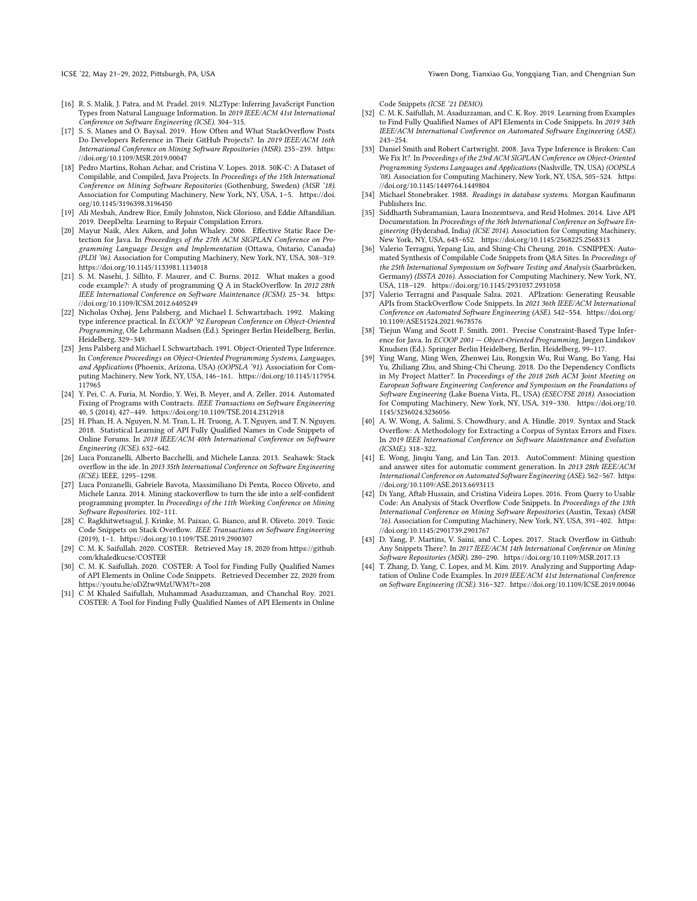[16] R. S. Malik, J. Patra, and M. Pradel. 2019. NL2Type: Inferring JavaScript Function Types from Natural Language Information. In *2019 IEEE/ACM 41st International Conference on Software Engineering (ICSE)*. 304–315.

[17] S. S. Manes and O. Baysal. 2019. How Often and What StackOverflow Posts Do Developers Reference in Their GitHub Projects?. In *2019 IEEE/ACM 16th International Conference on Mining Software Repositories (MSR)*. 235–239. https://doi.org/10.1109/MSR.2019.00047

[18] Pedro Martins, Rohan Achar, and Cristina V. Lopes. 2018. 50K-C: A Dataset of Compilable, and Compiled, Java Projects. In *Proceedings of the 15th International Conference on Mining Software Repositories* (Gothenburg, Sweden) *(MSR '18)*. Association for Computing Machinery, New York, NY, USA, 1–5. https://doi.org/10.1145/3196398.3196450

[19] Ali Mesbah, Andrew Rice, Emily Johnston, Nick Glorioso, and Eddie Aftandilian. 2019. DeepDelta: Learning to Repair Compilation Errors.

[20] Mayur Naik, Alex Aiken, and John Whaley. 2006. Effective Static Race Detection for Java. In *Proceedings of the 27th ACM SIGPLAN Conference on Programming Language Design and Implementation* (Ottawa, Ontario, Canada) *(PLDI '06)*. Association for Computing Machinery, New York, NY, USA, 308–319. https://doi.org/10.1145/1133981.1134018

[21] S. M. Nasehi, J. Sillito, F. Maurer, and C. Burns. 2012. What makes a good code example?: A study of programming Q A in StackOverflow. In *2012 28th IEEE International Conference on Software Maintenance (ICSM)*. 25–34. https://doi.org/10.1109/ICSM.2012.6405249

[22] Nicholas Oxhøj, Jens Palsberg, and Michael I. Schwartzbach. 1992. Making type inference practical. In *ECOOP '92 European Conference on Object-Oriented Programming*, Ole Lehrmann Madsen (Ed.). Springer Berlin Heidelberg, Berlin, Heidelberg, 329–349.

[23] Jens Palsberg and Michael I. Schwartzbach. 1991. Object-Oriented Type Inference. In *Conference Proceedings on Object-Oriented Programming Systems, Languages, and Applications* (Phoenix, Arizona, USA) *(OOPSLA '91)*. Association for Computing Machinery, New York, NY, USA, 146–161. https://doi.org/10.1145/117954.117965

[24] Y. Pei, C. A. Furia, M. Nordio, Y. Wei, B. Meyer, and A. Zeller. 2014. Automated Fixing of Programs with Contracts. *IEEE Transactions on Software Engineering* 40, 5 (2014), 427–449. https://doi.org/10.1109/TSE.2014.2312918

[25] H. Phan, H. A. Nguyen, N. M. Tran, L. H. Truong, A. T. Nguyen, and T. N. Nguyen. 2018. Statistical Learning of API Fully Qualified Names in Code Snippets of Online Forums. In *2018 IEEE/ACM 40th International Conference on Software Engineering (ICSE)*. 632–642.

[26] Luca Ponzanelli, Alberto Bacchelli, and Michele Lanza. 2013. Seahawk: Stack overflow in the ide. In *2013 35th International Conference on Software Engineering (ICSE)*. IEEE, 1295–1298.

[27] Luca Ponzanelli, Gabriele Bavota, Massimiliano Di Penta, Rocco Oliveto, and Michele Lanza. 2014. Mining stackoverflow to turn the ide into a self-confident programming prompter. In *Proceedings of the 11th Working Conference on Mining Software Repositories*. 102–111.

[28] C. Ragkhitwetsagul, J. Krinke, M. Paixao, G. Bianco, and R. Oliveto. 2019. Toxic Code Snippets on Stack Overflow. *IEEE Transactions on Software Engineering* (2019), 1–1. https://doi.org/10.1109/TSE.2019.2900307

[29] C. M. K. Saifullah. 2020. COSTER. Retrieved May 18, 2020 from https://github.com/khaledkucse/COSTER

[30] C. M. K. Saifullah. 2020. COSTER: A Tool for Finding Fully Qualified Names of API Elements in Online Code Snippets. Retrieved December 22, 2020 from https://youtu.be/oDZtw9MzUWM?t=208

[31] C M Khaled Saifullah, Muhammad Asaduzzaman, and Chanchal Roy. 2021. COSTER: A Tool for Finding Fully Qualified Names of API Elements in Online Code Snippets *(ICSE '21 DEMO)*.

[32] C. M. K. Saifullah, M. Asaduzzaman, and C. K. Roy. 2019. Learning from Examples to Find Fully Qualified Names of API Elements in Code Snippets. In *2019 34th IEEE/ACM International Conference on Automated Software Engineering (ASE)*. 243–254.

[33] Daniel Smith and Robert Cartwright. 2008. Java Type Inference is Broken: Can We Fix It?. In *Proceedings of the 23rd ACM SIGPLAN Conference on Object-Oriented Programming Systems Languages and Applications* (Nashville, TN, USA) *(OOPSLA '08)*. Association for Computing Machinery, New York, NY, USA, 505–524. https://doi.org/10.1145/1449764.1449804

[34] Michael Stonebraker. 1988. *Readings in database systems*. Morgan Kaufmann Publishers Inc.

[35] Siddharth Subramanian, Laura Inozemtseva, and Reid Holmes. 2014. Live API Documentation. In *Proceedings of the 36th International Conference on Software Engineering* (Hyderabad, India) *(ICSE 2014)*. Association for Computing Machinery, New York, NY, USA, 643–652. https://doi.org/10.1145/2568225.2568313

[36] Valerio Terragni, Yepang Liu, and Shing-Chi Cheung. 2016. CSNIPPEX: Automated Synthesis of Compilable Code Snippets from Q&A Sites. In *Proceedings of the 25th International Symposium on Software Testing and Analysis* (Saarbrücken, Germany) *(ISSTA 2016)*. Association for Computing Machinery, New York, NY, USA, 118–129. https://doi.org/10.1145/2931037.2931058

[37] Valerio Terragni and Pasquale Salza. 2021. APIzation: Generating Reusable APIs from StackOverflow Code Snippets. In *2021 36th IEEE/ACM International Conference on Automated Software Engineering (ASE)*. 542–554. https://doi.org/10.1109/ASE51524.2021.9678576

[38] Tiejun Wang and Scott F. Smith. 2001. Precise Constraint-Based Type Inference for Java. In *ECOOP 2001 — Object-Oriented Programming*, Jørgen Lindskov Knudsen (Ed.). Springer Berlin Heidelberg, Berlin, Heidelberg, 99–117.

[39] Ying Wang, Ming Wen, Zhenwei Liu, Rongxin Wu, Rui Wang, Bo Yang, Hai Yu, Zhiliang Zhu, and Shing-Chi Cheung. 2018. Do the Dependency Conflicts in My Project Matter?. In *Proceedings of the 2018 26th ACM Joint Meeting on European Software Engineering Conference and Symposium on the Foundations of Software Engineering* (Lake Buena Vista, FL, USA) *(ESEC/FSE 2018)*. Association for Computing Machinery, New York, NY, USA, 319–330. https://doi.org/10.1145/3236024.3236056

[40] A. W. Wong, A. Salimi, S. Chowdhury, and A. Hindle. 2019. Syntax and Stack Overflow: A Methodology for Extracting a Corpus of Syntax Errors and Fixes. In *2019 IEEE International Conference on Software Maintenance and Evolution (ICSME)*. 318–322.

[41] E. Wong, Jinqiu Yang, and Lin Tan. 2013. AutoComment: Mining question and answer sites for automatic comment generation. In *2013 28th IEEE/ACM International Conference on Automated Software Engineering (ASE)*. 562–567. https://doi.org/10.1109/ASE.2013.6693113

[42] Di Yang, Aftab Hussain, and Cristina Videira Lopes. 2016. From Query to Usable Code: An Analysis of Stack Overflow Code Snippets. In *Proceedings of the 13th International Conference on Mining Software Repositories* (Austin, Texas) *(MSR '16)*. Association for Computing Machinery, New York, NY, USA, 391–402. https://doi.org/10.1145/2901739.2901767

[43] D. Yang, P. Martins, V. Saini, and C. Lopes. 2017. Stack Overflow in Github: Any Snippets There?. In *2017 IEEE/ACM 14th International Conference on Mining Software Repositories (MSR)*. 280–290. https://doi.org/10.1109/MSR.2017.13

[44] T. Zhang, D. Yang, C. Lopes, and M. Kim. 2019. Analyzing and Supporting Adaptation of Online Code Examples. In *2019 IEEE/ACM 41st International Conference on Software Engineering (ICSE)*. 316–327. https://doi.org/10.1109/ICSE.2019.00046